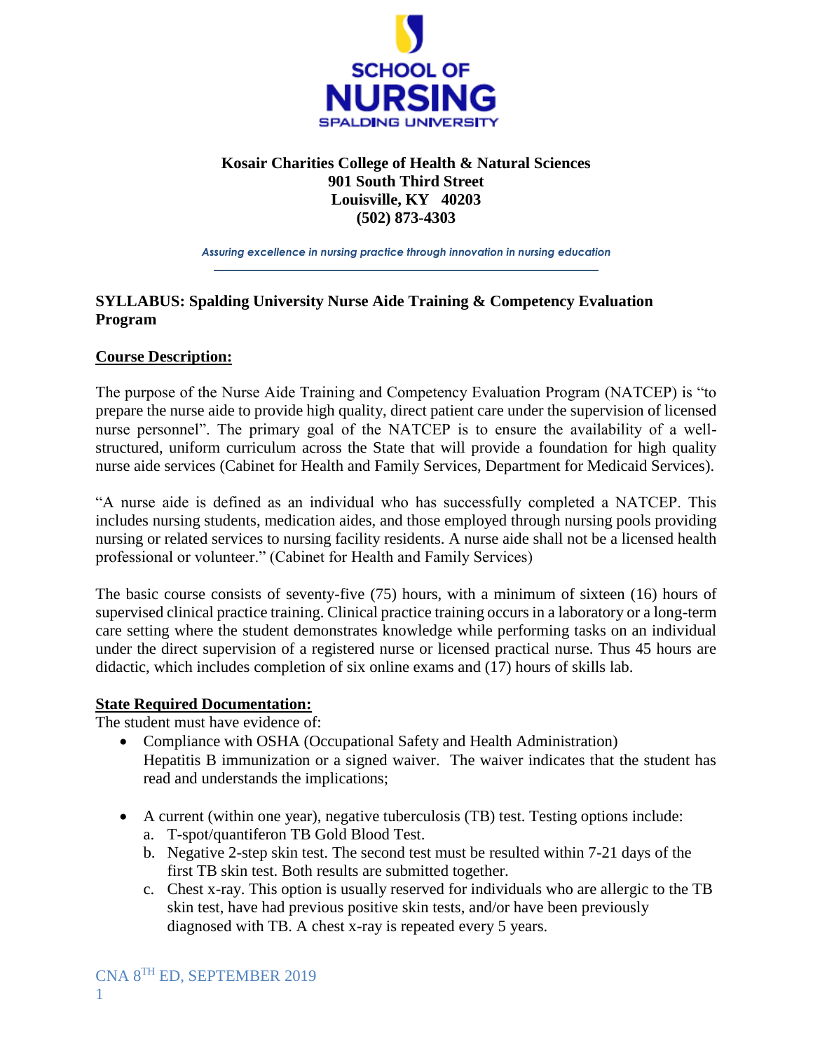**SCHOOL OF NURSING**
**SPALDING UNIVERSITY**

**Kosair Charities College of Health & Natural Sciences**
**901 South Third Street**
**Louisville, KY 40203**
**(502) 873-4303**

*Assuring excellence in nursing practice through innovation in nursing education*

## SYLLABUS: Spalding University Nurse Aide Training & Competency Evaluation Program

### Course Description:

The purpose of the Nurse Aide Training and Competency Evaluation Program (NATCEP) is "to prepare the nurse aide to provide high quality, direct patient care under the supervision of licensed nurse personnel". The primary goal of the NATCEP is to ensure the availability of a well-structured, uniform curriculum across the State that will provide a foundation for high quality nurse aide services (Cabinet for Health and Family Services, Department for Medicaid Services).

"A nurse aide is defined as an individual who has successfully completed a NATCEP. This includes nursing students, medication aides, and those employed through nursing pools providing nursing or related services to nursing facility residents. A nurse aide shall not be a licensed health professional or volunteer." (Cabinet for Health and Family Services)

The basic course consists of seventy-five (75) hours, with a minimum of sixteen (16) hours of supervised clinical practice training. Clinical practice training occurs in a laboratory or a long-term care setting where the student demonstrates knowledge while performing tasks on an individual under the direct supervision of a registered nurse or licensed practical nurse. Thus 45 hours are didactic, which includes completion of six online exams and (17) hours of skills lab.

### State Required Documentation:

The student must have evidence of:

- Compliance with OSHA (Occupational Safety and Health Administration) Hepatitis B immunization or a signed waiver. The waiver indicates that the student has read and understands the implications;
- A current (within one year), negative tuberculosis (TB) test. Testing options include:
  a. T-spot/quantiferon TB Gold Blood Test.
  b. Negative 2-step skin test. The second test must be resulted within 7-21 days of the first TB skin test. Both results are submitted together.
  c. Chest x-ray. This option is usually reserved for individuals who are allergic to the TB skin test, have had previous positive skin tests, and/or have been previously diagnosed with TB. A chest x-ray is repeated every 5 years.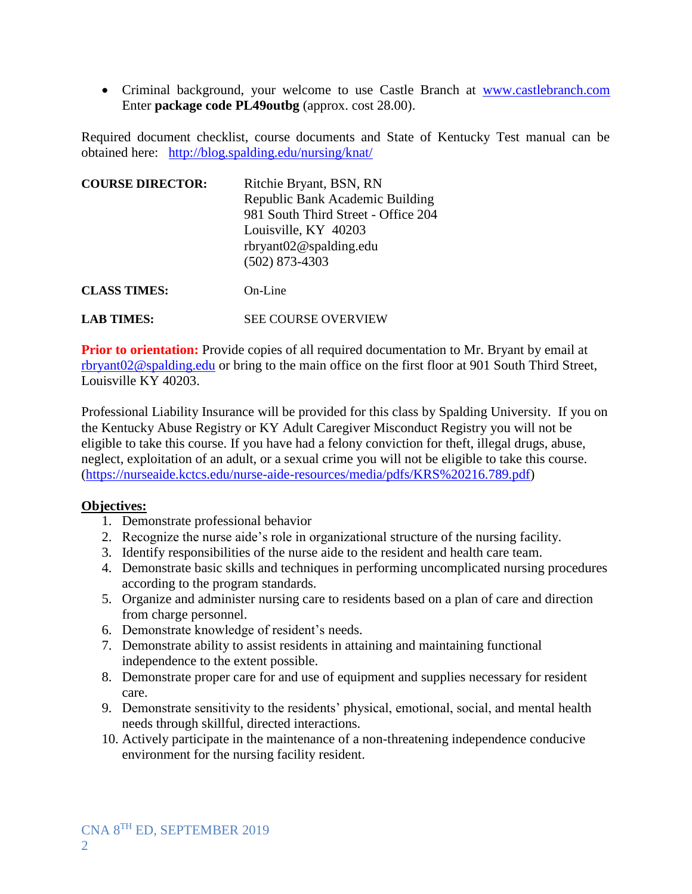- Criminal background, your welcome to use Castle Branch at www.castlebranch.com Enter **package code PL49outbg** (approx. cost 28.00).

Required document checklist, course documents and State of Kentucky Test manual can be obtained here: http://blog.spalding.edu/nursing/knat/

**COURSE DIRECTOR:** Ritchie Bryant, BSN, RN
Republic Bank Academic Building
981 South Third Street - Office 204
Louisville, KY 40203
rbryant02@spalding.edu
(502) 873-4303

**CLASS TIMES:** On-Line

**LAB TIMES:** SEE COURSE OVERVIEW

**Prior to orientation:** Provide copies of all required documentation to Mr. Bryant by email at rbryant02@spalding.edu or bring to the main office on the first floor at 901 South Third Street, Louisville KY 40203.

Professional Liability Insurance will be provided for this class by Spalding University. If you on the Kentucky Abuse Registry or KY Adult Caregiver Misconduct Registry you will not be eligible to take this course. If you have had a felony conviction for theft, illegal drugs, abuse, neglect, exploitation of an adult, or a sexual crime you will not be eligible to take this course. (https://nurseaide.kctcs.edu/nurse-aide-resources/media/pdfs/KRS%20216.789.pdf)

**Objectives:**

1. Demonstrate professional behavior
2. Recognize the nurse aide's role in organizational structure of the nursing facility.
3. Identify responsibilities of the nurse aide to the resident and health care team.
4. Demonstrate basic skills and techniques in performing uncomplicated nursing procedures according to the program standards.
5. Organize and administer nursing care to residents based on a plan of care and direction from charge personnel.
6. Demonstrate knowledge of resident's needs.
7. Demonstrate ability to assist residents in attaining and maintaining functional independence to the extent possible.
8. Demonstrate proper care for and use of equipment and supplies necessary for resident care.
9. Demonstrate sensitivity to the residents' physical, emotional, social, and mental health needs through skillful, directed interactions.
10. Actively participate in the maintenance of a non-threatening independence conducive environment for the nursing facility resident.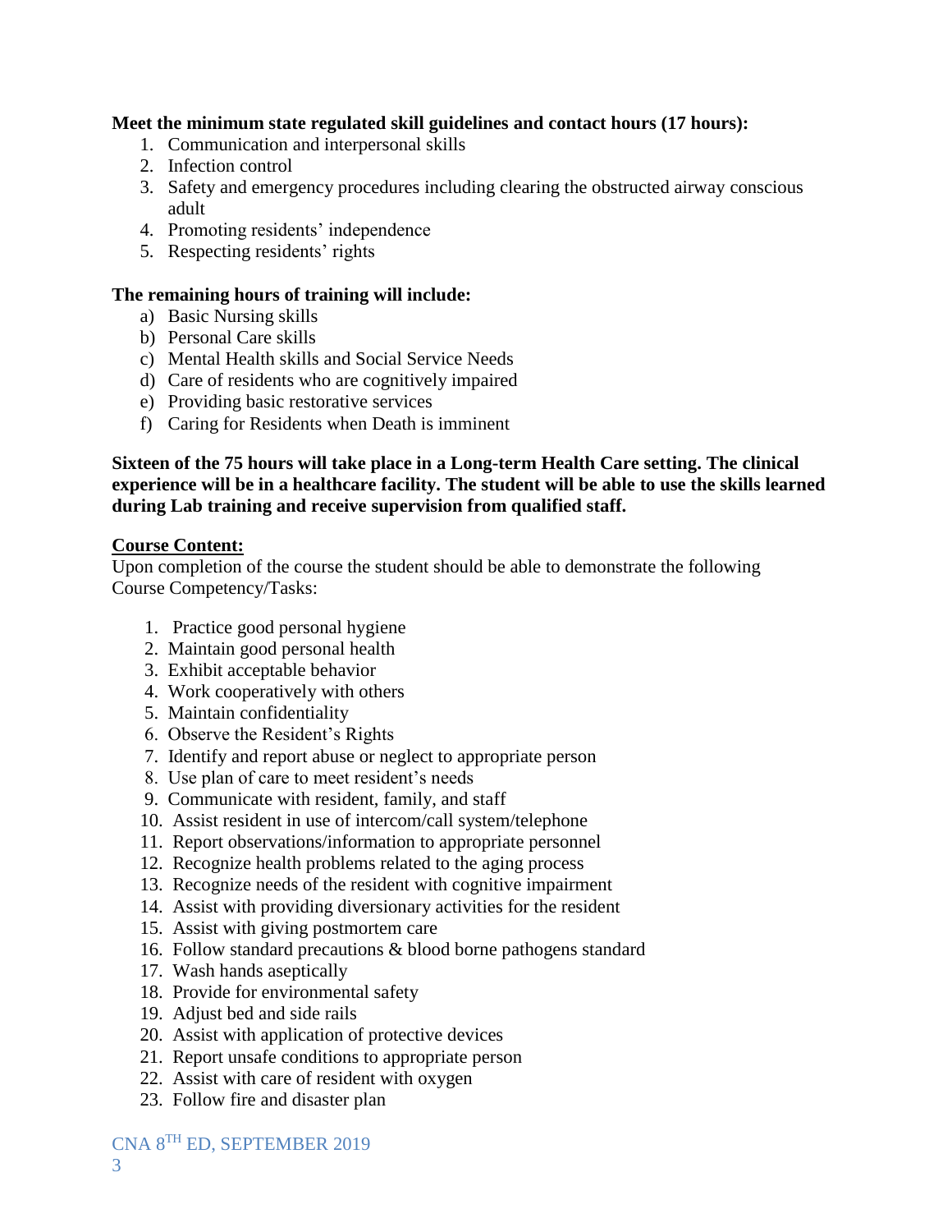**Meet the minimum state regulated skill guidelines and contact hours (17 hours):**

1. Communication and interpersonal skills
2. Infection control
3. Safety and emergency procedures including clearing the obstructed airway conscious adult
4. Promoting residents' independence
5. Respecting residents' rights

**The remaining hours of training will include:**

a) Basic Nursing skills
b) Personal Care skills
c) Mental Health skills and Social Service Needs
d) Care of residents who are cognitively impaired
e) Providing basic restorative services
f) Caring for Residents when Death is imminent

**Sixteen of the 75 hours will take place in a Long-term Health Care setting. The clinical experience will be in a healthcare facility. The student will be able to use the skills learned during Lab training and receive supervision from qualified staff.**

**<u>Course Content:</u>**

Upon completion of the course the student should be able to demonstrate the following Course Competency/Tasks:

1. Practice good personal hygiene
2. Maintain good personal health
3. Exhibit acceptable behavior
4. Work cooperatively with others
5. Maintain confidentiality
6. Observe the Resident's Rights
7. Identify and report abuse or neglect to appropriate person
8. Use plan of care to meet resident's needs
9. Communicate with resident, family, and staff
10. Assist resident in use of intercom/call system/telephone
11. Report observations/information to appropriate personnel
12. Recognize health problems related to the aging process
13. Recognize needs of the resident with cognitive impairment
14. Assist with providing diversionary activities for the resident
15. Assist with giving postmortem care
16. Follow standard precautions & blood borne pathogens standard
17. Wash hands aseptically
18. Provide for environmental safety
19. Adjust bed and side rails
20. Assist with application of protective devices
21. Report unsafe conditions to appropriate person
22. Assist with care of resident with oxygen
23. Follow fire and disaster plan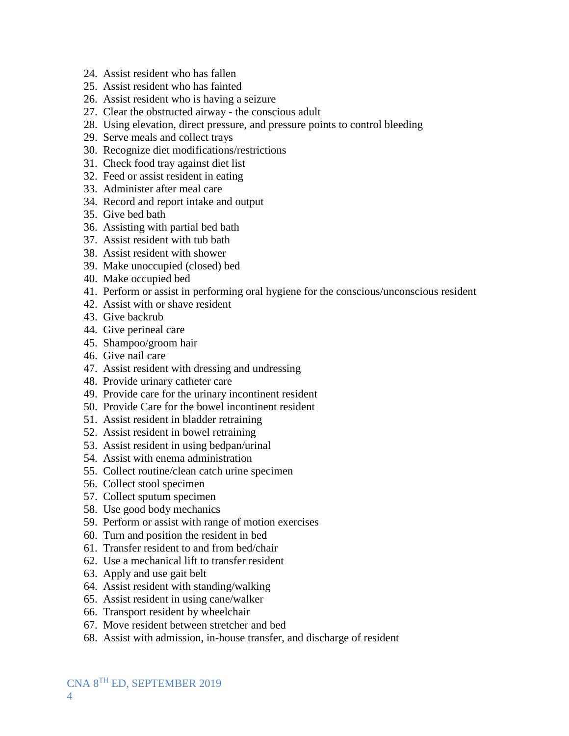24. Assist resident who has fallen
25. Assist resident who has fainted
26. Assist resident who is having a seizure
27. Clear the obstructed airway - the conscious adult
28. Using elevation, direct pressure, and pressure points to control bleeding
29. Serve meals and collect trays
30. Recognize diet modifications/restrictions
31. Check food tray against diet list
32. Feed or assist resident in eating
33. Administer after meal care
34. Record and report intake and output
35. Give bed bath
36. Assisting with partial bed bath
37. Assist resident with tub bath
38. Assist resident with shower
39. Make unoccupied (closed) bed
40. Make occupied bed
41. Perform or assist in performing oral hygiene for the conscious/unconscious resident
42. Assist with or shave resident
43. Give backrub
44. Give perineal care
45. Shampoo/groom hair
46. Give nail care
47. Assist resident with dressing and undressing
48. Provide urinary catheter care
49. Provide care for the urinary incontinent resident
50. Provide Care for the bowel incontinent resident
51. Assist resident in bladder retraining
52. Assist resident in bowel retraining
53. Assist resident in using bedpan/urinal
54. Assist with enema administration
55. Collect routine/clean catch urine specimen
56. Collect stool specimen
57. Collect sputum specimen
58. Use good body mechanics
59. Perform or assist with range of motion exercises
60. Turn and position the resident in bed
61. Transfer resident to and from bed/chair
62. Use a mechanical lift to transfer resident
63. Apply and use gait belt
64. Assist resident with standing/walking
65. Assist resident in using cane/walker
66. Transport resident by wheelchair
67. Move resident between stretcher and bed
68. Assist with admission, in-house transfer, and discharge of resident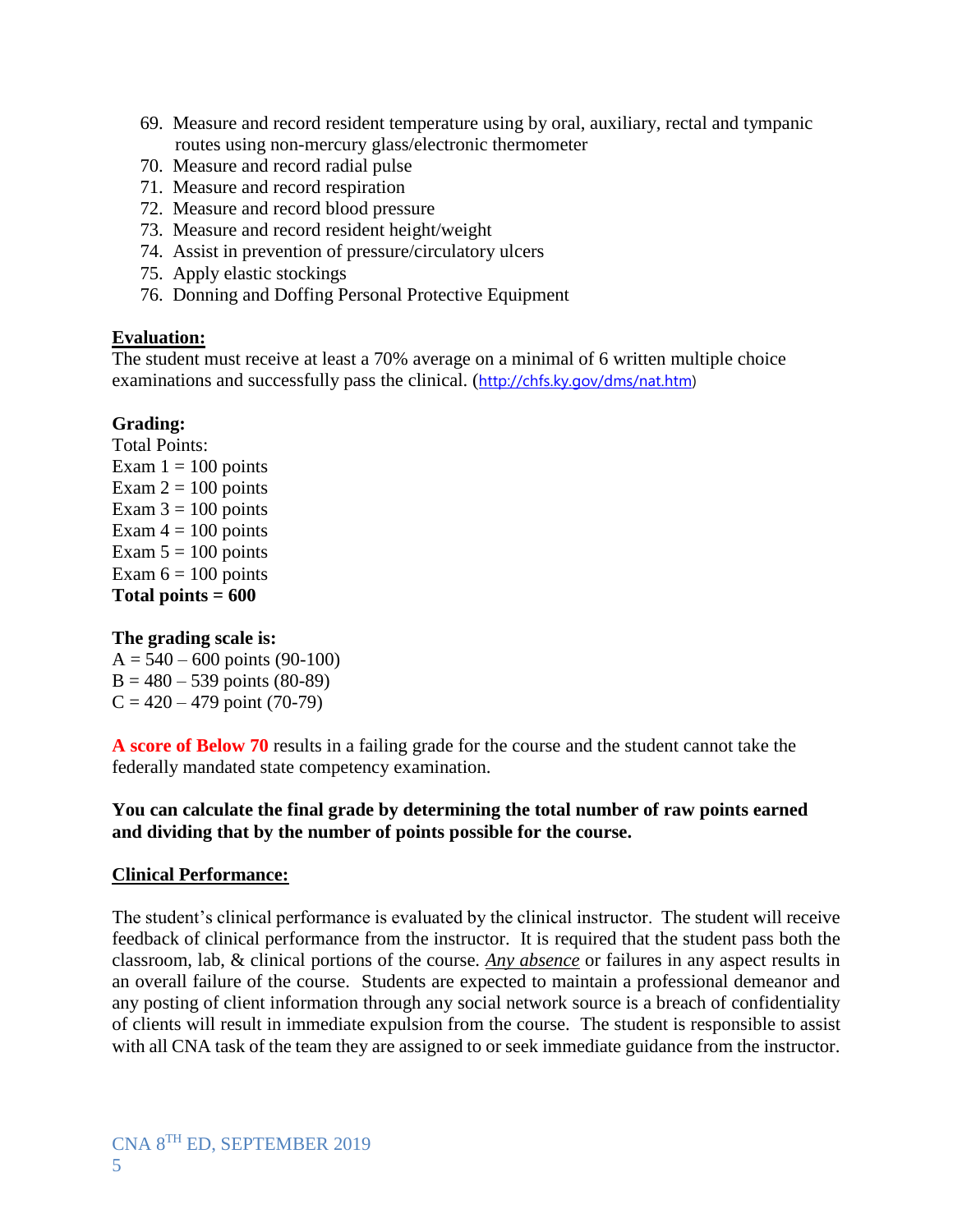69. Measure and record resident temperature using by oral, auxiliary, rectal and tympanic routes using non-mercury glass/electronic thermometer
70. Measure and record radial pulse
71. Measure and record respiration
72. Measure and record blood pressure
73. Measure and record resident height/weight
74. Assist in prevention of pressure/circulatory ulcers
75. Apply elastic stockings
76. Donning and Doffing Personal Protective Equipment

**Evaluation:**

The student must receive at least a 70% average on a minimal of 6 written multiple choice examinations and successfully pass the clinical. (http://chfs.ky.gov/dms/nat.htm)

**Grading:**

Total Points:
Exam 1 = 100 points
Exam 2 = 100 points
Exam 3 = 100 points
Exam 4 = 100 points
Exam 5 = 100 points
Exam 6 = 100 points
**Total points = 600**

**The grading scale is:**

A = 540 – 600 points (90-100)
B = 480 – 539 points (80-89)
C = 420 – 479 point (70-79)

**A score of Below 70** results in a failing grade for the course and the student cannot take the federally mandated state competency examination.

**You can calculate the final grade by determining the total number of raw points earned and dividing that by the number of points possible for the course.**

**Clinical Performance:**

The student's clinical performance is evaluated by the clinical instructor. The student will receive feedback of clinical performance from the instructor. It is required that the student pass both the classroom, lab, & clinical portions of the course. ***Any absence*** or failures in any aspect results in an overall failure of the course. Students are expected to maintain a professional demeanor and any posting of client information through any social network source is a breach of confidentiality of clients will result in immediate expulsion from the course. The student is responsible to assist with all CNA task of the team they are assigned to or seek immediate guidance from the instructor.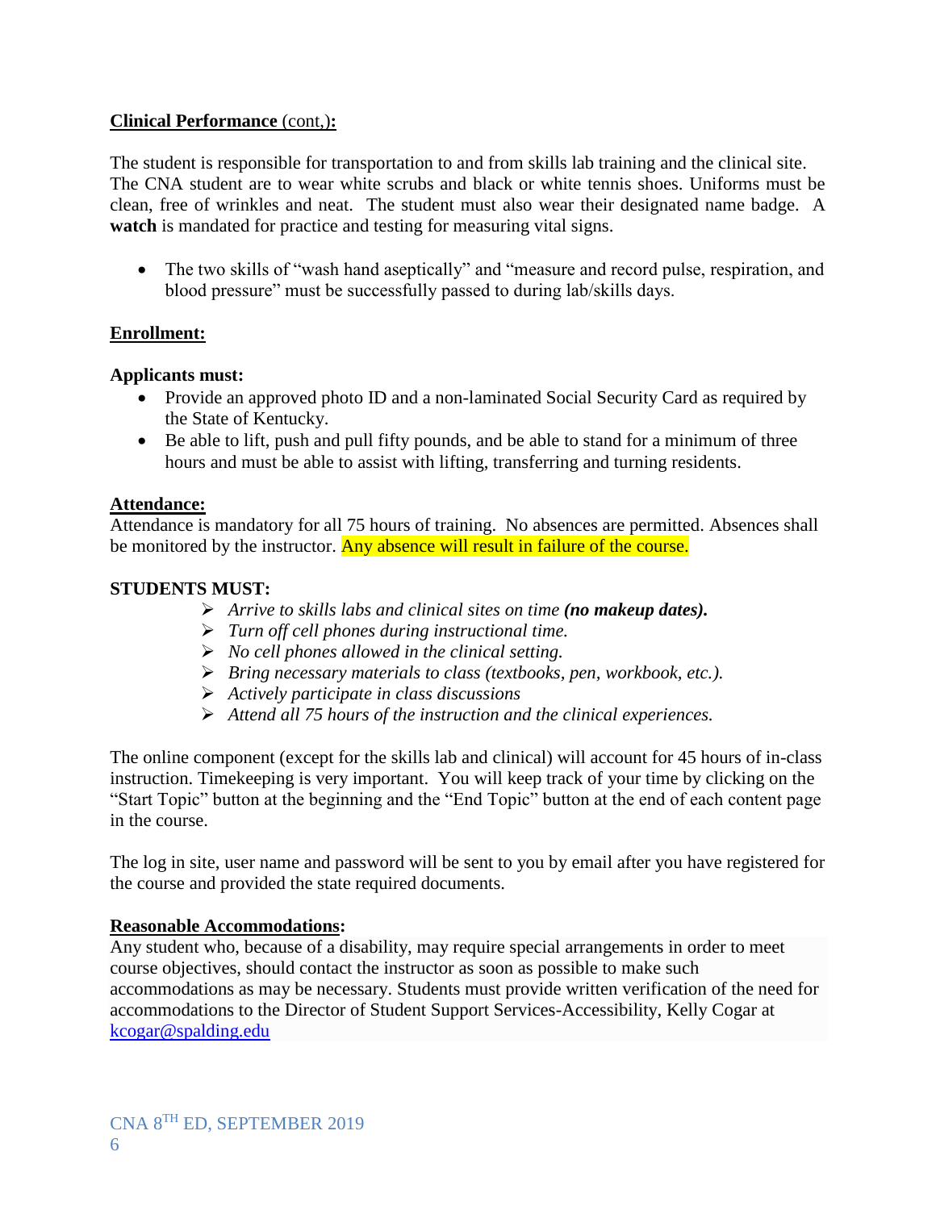**Clinical Performance** (cont,)**:**

The student is responsible for transportation to and from skills lab training and the clinical site. The CNA student are to wear white scrubs and black or white tennis shoes. Uniforms must be clean, free of wrinkles and neat. The student must also wear their designated name badge. A **watch** is mandated for practice and testing for measuring vital signs.

- The two skills of "wash hand aseptically" and "measure and record pulse, respiration, and blood pressure" must be successfully passed to during lab/skills days.

**Enrollment:**

**Applicants must:**

- Provide an approved photo ID and a non-laminated Social Security Card as required by the State of Kentucky.
- Be able to lift, push and pull fifty pounds, and be able to stand for a minimum of three hours and must be able to assist with lifting, transferring and turning residents.

**Attendance:**

Attendance is mandatory for all 75 hours of training. No absences are permitted. Absences shall be monitored by the instructor. Any absence will result in failure of the course.

**STUDENTS MUST:**

- *Arrive to skills labs and clinical sites on time* ***(no makeup dates).***
- *Turn off cell phones during instructional time.*
- *No cell phones allowed in the clinical setting.*
- *Bring necessary materials to class (textbooks, pen, workbook, etc.).*
- *Actively participate in class discussions*
- *Attend all 75 hours of the instruction and the clinical experiences.*

The online component (except for the skills lab and clinical) will account for 45 hours of in-class instruction. Timekeeping is very important. You will keep track of your time by clicking on the "Start Topic" button at the beginning and the "End Topic" button at the end of each content page in the course.

The log in site, user name and password will be sent to you by email after you have registered for the course and provided the state required documents.

**Reasonable Accommodations:**

Any student who, because of a disability, may require special arrangements in order to meet course objectives, should contact the instructor as soon as possible to make such accommodations as may be necessary. Students must provide written verification of the need for accommodations to the Director of Student Support Services-Accessibility, Kelly Cogar at kcogar@spalding.edu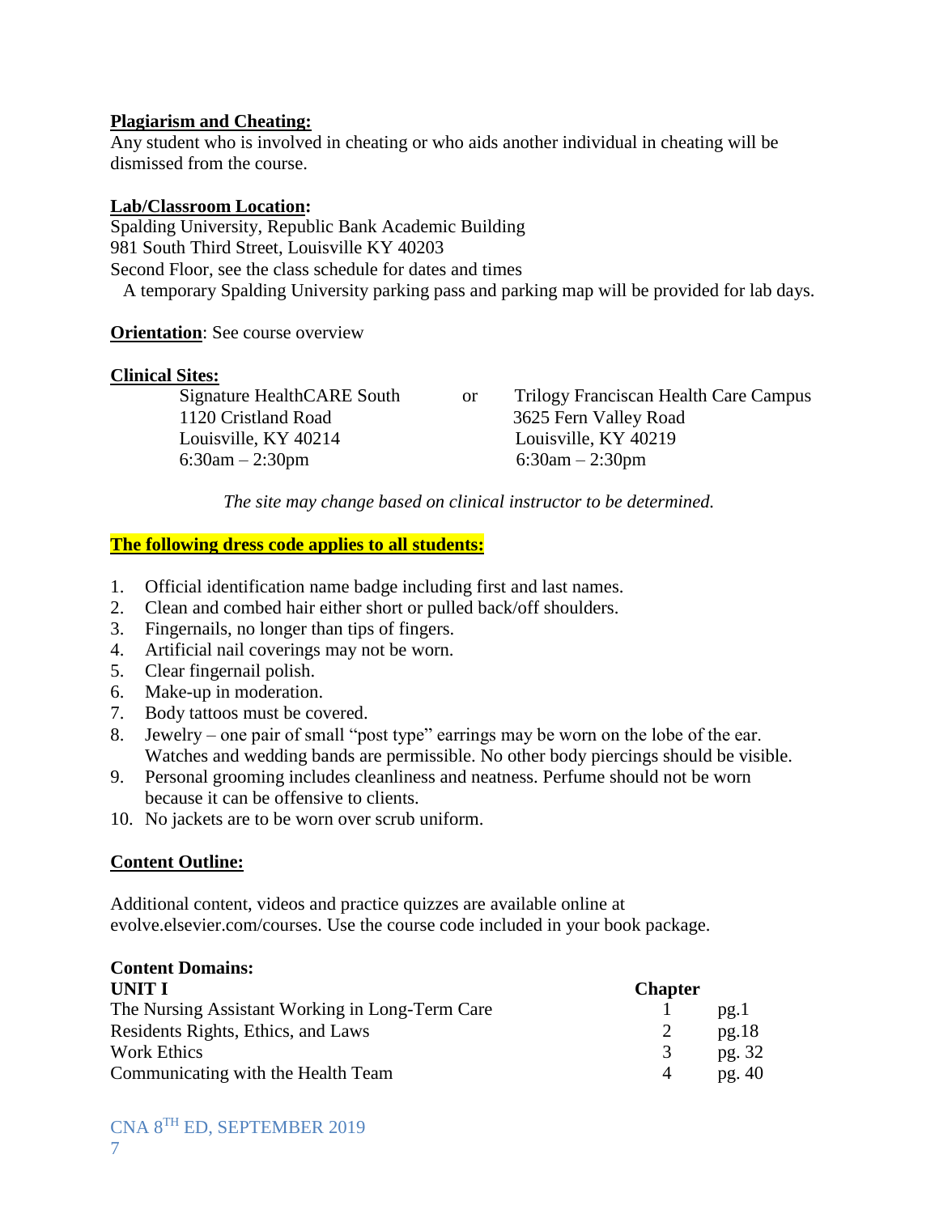**Plagiarism and Cheating:**
Any student who is involved in cheating or who aids another individual in cheating will be dismissed from the course.

**Lab/Classroom Location:**
Spalding University, Republic Bank Academic Building
981 South Third Street, Louisville KY 40203
Second Floor, see the class schedule for dates and times
A temporary Spalding University parking pass and parking map will be provided for lab days.

**Orientation**: See course overview

**Clinical Sites:**

| Signature HealthCARE South | or | Trilogy Franciscan Health Care Campus |
|---|---|---|
| 1120 Cristland Road | | 3625 Fern Valley Road |
| Louisville, KY 40214 | | Louisville, KY 40219 |
| 6:30am – 2:30pm | | 6:30am – 2:30pm |

*The site may change based on clinical instructor to be determined.*

**The following dress code applies to all students:**

1. Official identification name badge including first and last names.
2. Clean and combed hair either short or pulled back/off shoulders.
3. Fingernails, no longer than tips of fingers.
4. Artificial nail coverings may not be worn.
5. Clear fingernail polish.
6. Make-up in moderation.
7. Body tattoos must be covered.
8. Jewelry – one pair of small "post type" earrings may be worn on the lobe of the ear. Watches and wedding bands are permissible. No other body piercings should be visible.
9. Personal grooming includes cleanliness and neatness. Perfume should not be worn because it can be offensive to clients.
10. No jackets are to be worn over scrub uniform.

**Content Outline:**

Additional content, videos and practice quizzes are available online at evolve.elsevier.com/courses. Use the course code included in your book package.

**Content Domains:**

| **UNIT I** | **Chapter** | |
|---|---|---|
| The Nursing Assistant Working in Long-Term Care | 1 | pg.1 |
| Residents Rights, Ethics, and Laws | 2 | pg.18 |
| Work Ethics | 3 | pg. 32 |
| Communicating with the Health Team | 4 | pg. 40 |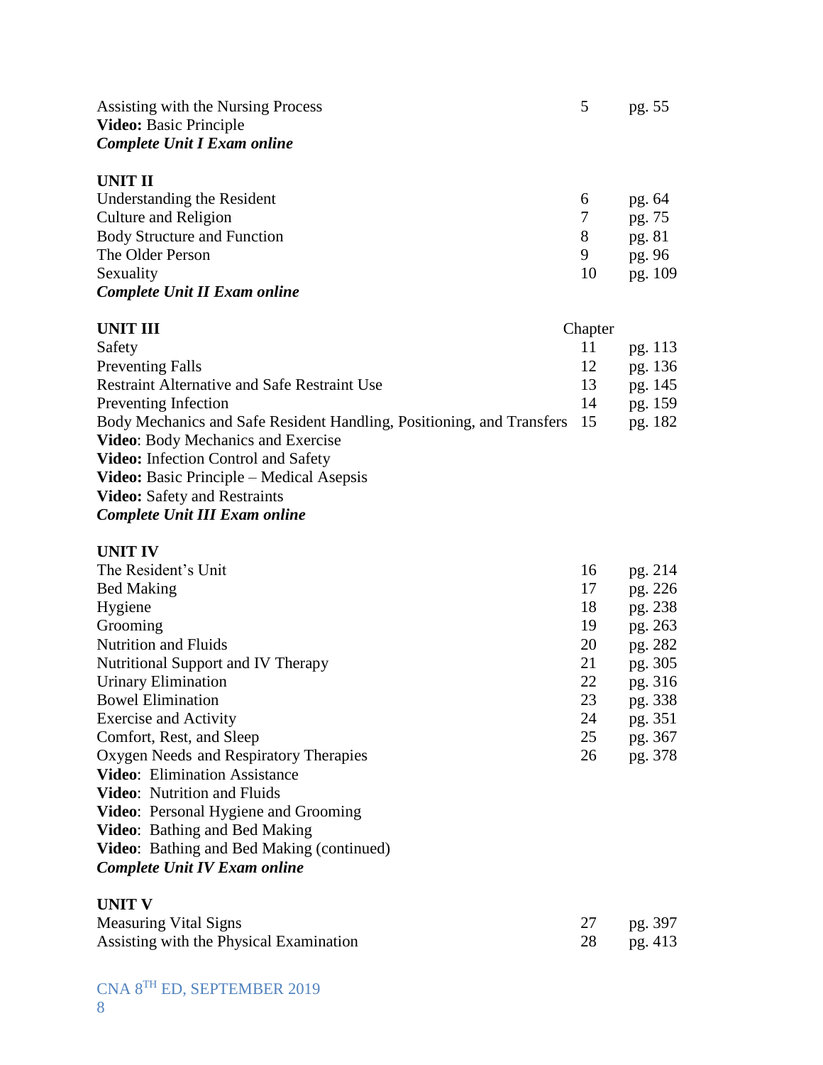| | | |
|---|---|---|
| Assisting with the Nursing Process | 5 | pg. 55 |
| **Video:** Basic Principle | | |
| ***Complete Unit I Exam online*** | | |

**UNIT II**

| | | |
|---|---|---|
| Understanding the Resident | 6 | pg. 64 |
| Culture and Religion | 7 | pg. 75 |
| Body Structure and Function | 8 | pg. 81 |
| The Older Person | 9 | pg. 96 |
| Sexuality | 10 | pg. 109 |
| ***Complete Unit II Exam online*** | | |

| **UNIT III** | Chapter | |
|---|---|---|
| Safety | 11 | pg. 113 |
| Preventing Falls | 12 | pg. 136 |
| Restraint Alternative and Safe Restraint Use | 13 | pg. 145 |
| Preventing Infection | 14 | pg. 159 |
| Body Mechanics and Safe Resident Handling, Positioning, and Transfers | 15 | pg. 182 |
| **Video**: Body Mechanics and Exercise | | |
| **Video:** Infection Control and Safety | | |
| **Video:** Basic Principle – Medical Asepsis | | |
| **Video:** Safety and Restraints | | |
| ***Complete Unit III Exam online*** | | |

**UNIT IV**

| | | |
|---|---|---|
| The Resident's Unit | 16 | pg. 214 |
| Bed Making | 17 | pg. 226 |
| Hygiene | 18 | pg. 238 |
| Grooming | 19 | pg. 263 |
| Nutrition and Fluids | 20 | pg. 282 |
| Nutritional Support and IV Therapy | 21 | pg. 305 |
| Urinary Elimination | 22 | pg. 316 |
| Bowel Elimination | 23 | pg. 338 |
| Exercise and Activity | 24 | pg. 351 |
| Comfort, Rest, and Sleep | 25 | pg. 367 |
| Oxygen Needs and Respiratory Therapies | 26 | pg. 378 |
| **Video**: Elimination Assistance | | |
| **Video**: Nutrition and Fluids | | |
| **Video**: Personal Hygiene and Grooming | | |
| **Video**: Bathing and Bed Making | | |
| **Video**: Bathing and Bed Making (continued) | | |
| ***Complete Unit IV Exam online*** | | |

**UNIT V**

| | | |
|---|---|---|
| Measuring Vital Signs | 27 | pg. 397 |
| Assisting with the Physical Examination | 28 | pg. 413 |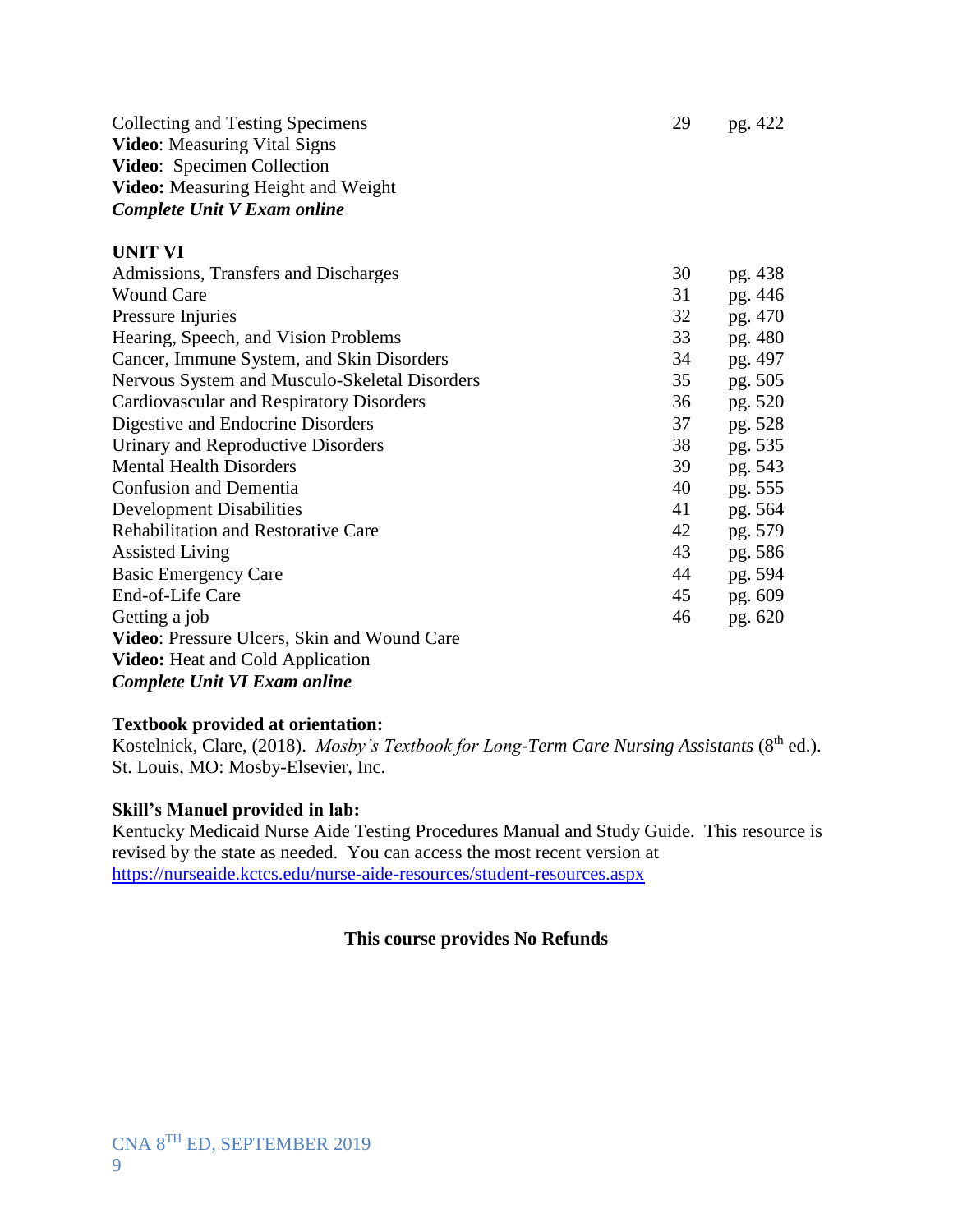| | | |
|---|---|---|
| Collecting and Testing Specimens | 29 | pg. 422 |
| **Video**: Measuring Vital Signs | | |
| **Video**: Specimen Collection | | |
| **Video:** Measuring Height and Weight | | |
| ***Complete Unit V Exam online*** | | |

**UNIT VI**

| | | |
|---|---|---|
| Admissions, Transfers and Discharges | 30 | pg. 438 |
| Wound Care | 31 | pg. 446 |
| Pressure Injuries | 32 | pg. 470 |
| Hearing, Speech, and Vision Problems | 33 | pg. 480 |
| Cancer, Immune System, and Skin Disorders | 34 | pg. 497 |
| Nervous System and Musculo-Skeletal Disorders | 35 | pg. 505 |
| Cardiovascular and Respiratory Disorders | 36 | pg. 520 |
| Digestive and Endocrine Disorders | 37 | pg. 528 |
| Urinary and Reproductive Disorders | 38 | pg. 535 |
| Mental Health Disorders | 39 | pg. 543 |
| Confusion and Dementia | 40 | pg. 555 |
| Development Disabilities | 41 | pg. 564 |
| Rehabilitation and Restorative Care | 42 | pg. 579 |
| Assisted Living | 43 | pg. 586 |
| Basic Emergency Care | 44 | pg. 594 |
| End-of-Life Care | 45 | pg. 609 |
| Getting a job | 46 | pg. 620 |
| **Video**: Pressure Ulcers, Skin and Wound Care | | |
| **Video:** Heat and Cold Application | | |
| ***Complete Unit VI Exam online*** | | |

**Textbook provided at orientation:**
Kostelnick, Clare, (2018). *Mosby's Textbook for Long-Term Care Nursing Assistants* (8th ed.). St. Louis, MO: Mosby-Elsevier, Inc.

**Skill's Manuel provided in lab:**
Kentucky Medicaid Nurse Aide Testing Procedures Manual and Study Guide. This resource is revised by the state as needed. You can access the most recent version at https://nurseaide.kctcs.edu/nurse-aide-resources/student-resources.aspx

**This course provides No Refunds**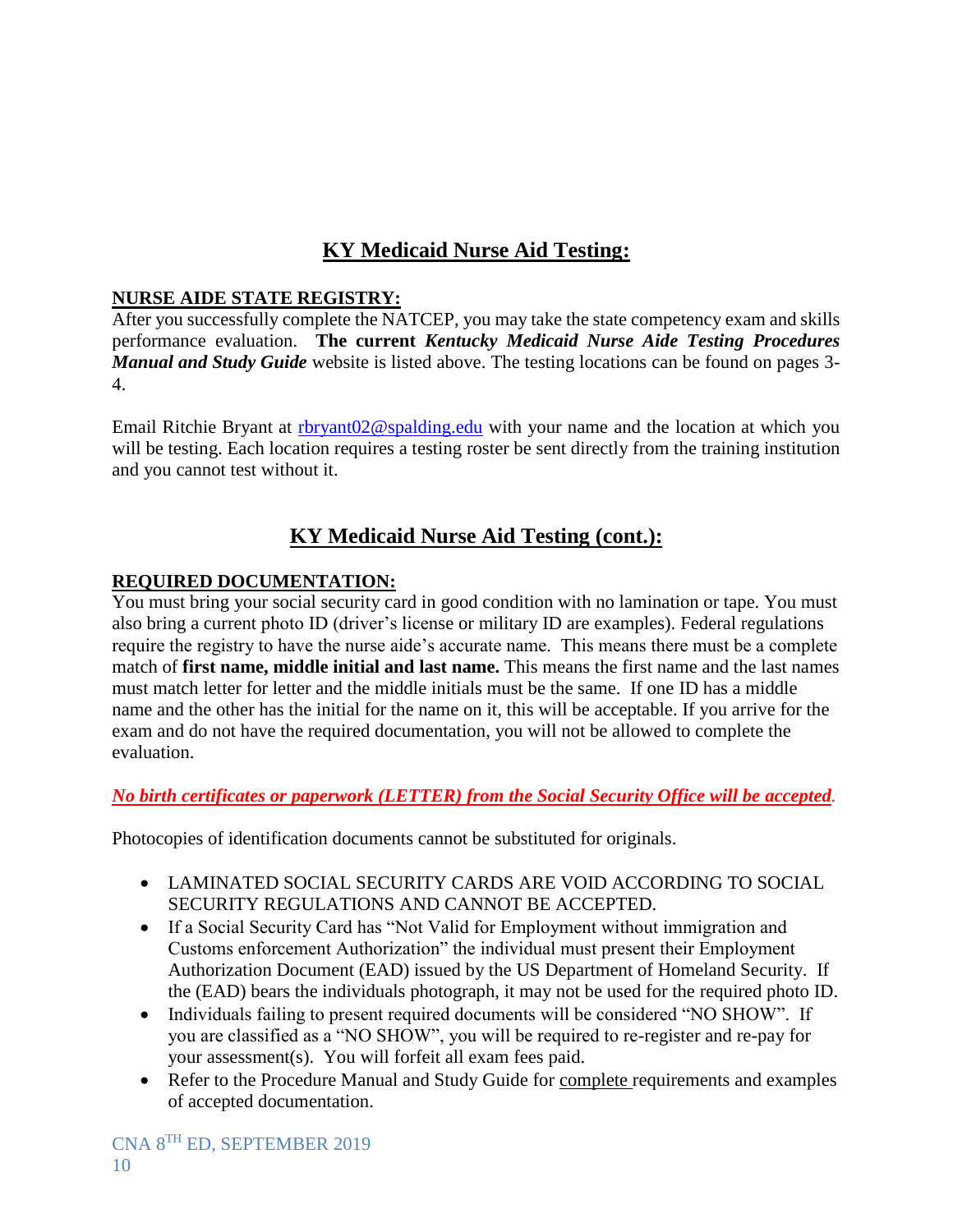## KY Medicaid Nurse Aid Testing:

**NURSE AIDE STATE REGISTRY:**

After you successfully complete the NATCEP, you may take the state competency exam and skills performance evaluation. **The current *Kentucky Medicaid Nurse Aide Testing Procedures Manual and Study Guide*** website is listed above. The testing locations can be found on pages 3-4.

Email Ritchie Bryant at rbryant02@spalding.edu with your name and the location at which you will be testing. Each location requires a testing roster be sent directly from the training institution and you cannot test without it.

## KY Medicaid Nurse Aid Testing (cont.):

**REQUIRED DOCUMENTATION:**

You must bring your social security card in good condition with no lamination or tape. You must also bring a current photo ID (driver's license or military ID are examples). Federal regulations require the registry to have the nurse aide's accurate name. This means there must be a complete match of **first name, middle initial and last name.** This means the first name and the last names must match letter for letter and the middle initials must be the same. If one ID has a middle name and the other has the initial for the name on it, this will be acceptable. If you arrive for the exam and do not have the required documentation, you will not be allowed to complete the evaluation.

***No birth certificates or paperwork (LETTER) from the Social Security Office will be accepted.***

Photocopies of identification documents cannot be substituted for originals.

- LAMINATED SOCIAL SECURITY CARDS ARE VOID ACCORDING TO SOCIAL SECURITY REGULATIONS AND CANNOT BE ACCEPTED.
- If a Social Security Card has "Not Valid for Employment without immigration and Customs enforcement Authorization" the individual must present their Employment Authorization Document (EAD) issued by the US Department of Homeland Security. If the (EAD) bears the individuals photograph, it may not be used for the required photo ID.
- Individuals failing to present required documents will be considered "NO SHOW". If you are classified as a "NO SHOW", you will be required to re-register and re-pay for your assessment(s). You will forfeit all exam fees paid.
- Refer to the Procedure Manual and Study Guide for complete requirements and examples of accepted documentation.

CNA 8TH ED, SEPTEMBER 2019